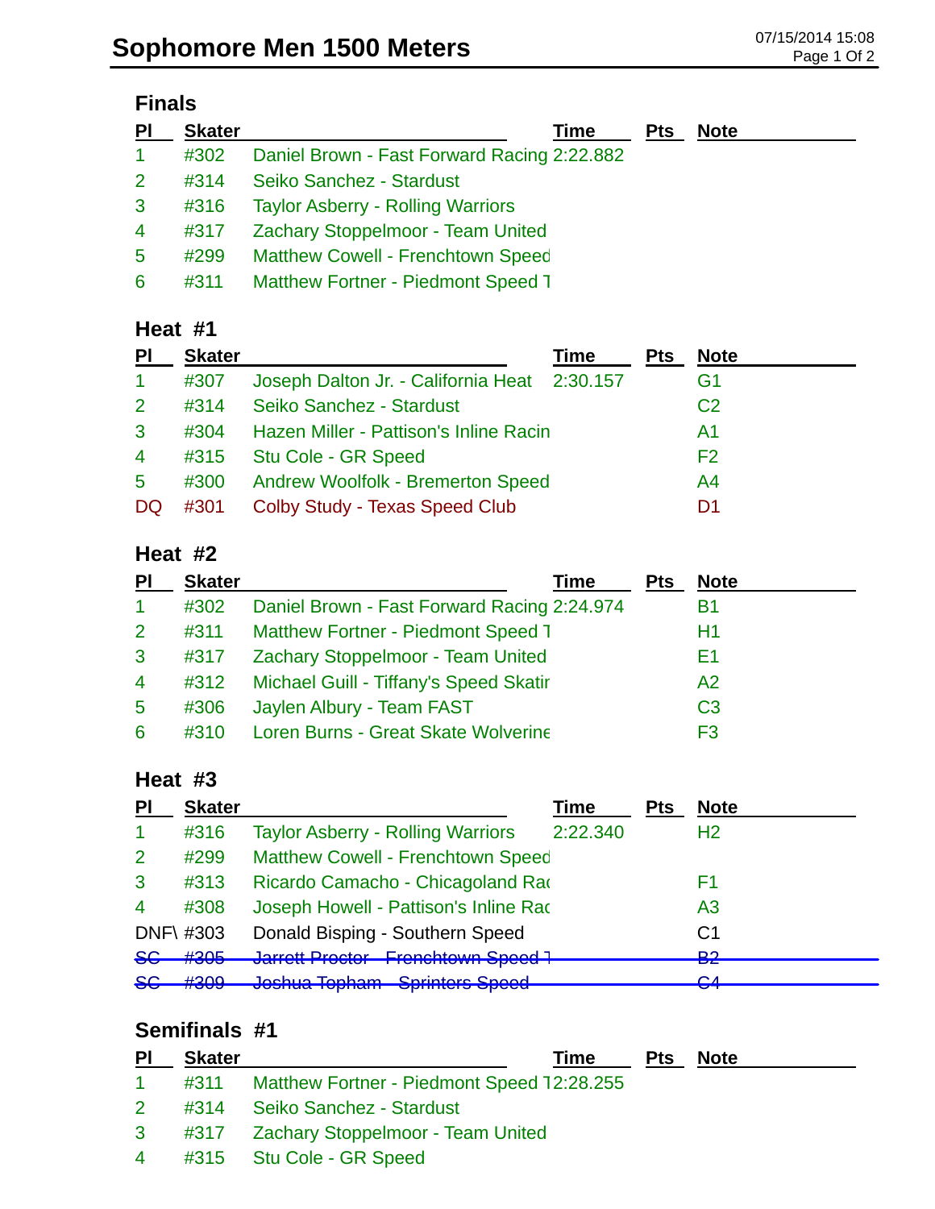# Sophomore Men 1500 Meters

07/15/2014 15:08

## Finals

| Pl | Skater | | Time | Pts | Note |
|---|---|---|---|---|---|
| 1 | #302 | Daniel Brown - Fast Forward Racing | 2:22.882 | | |
| 2 | #314 | Seiko Sanchez - Stardust | | | |
| 3 | #316 | Taylor Asberry - Rolling Warriors | | | |
| 4 | #317 | Zachary Stoppelmoor - Team United | | | |
| 5 | #299 | Matthew Cowell - Frenchtown Speed | | | |
| 6 | #311 | Matthew Fortner - Piedmont Speed T | | | |

## Heat #1

| Pl | Skater | | Time | Pts | Note |
|---|---|---|---|---|---|
| 1 | #307 | Joseph Dalton Jr. - California Heat | 2:30.157 | | G1 |
| 2 | #314 | Seiko Sanchez - Stardust | | | C2 |
| 3 | #304 | Hazen Miller - Pattison's Inline Racin | | | A1 |
| 4 | #315 | Stu Cole - GR Speed | | | F2 |
| 5 | #300 | Andrew Woolfolk - Bremerton Speed | | | A4 |
| DQ | #301 | Colby Study - Texas Speed Club | | | D1 |

## Heat #2

| Pl | Skater | | Time | Pts | Note |
|---|---|---|---|---|---|
| 1 | #302 | Daniel Brown - Fast Forward Racing | 2:24.974 | | B1 |
| 2 | #311 | Matthew Fortner - Piedmont Speed T | | | H1 |
| 3 | #317 | Zachary Stoppelmoor - Team United | | | E1 |
| 4 | #312 | Michael Guill - Tiffany's Speed Skatir | | | A2 |
| 5 | #306 | Jaylen Albury - Team FAST | | | C3 |
| 6 | #310 | Loren Burns - Great Skate Wolverine | | | F3 |

## Heat #3

| Pl | Skater | | Time | Pts | Note |
|---|---|---|---|---|---|
| 1 | #316 | Taylor Asberry - Rolling Warriors | 2:22.340 | | H2 |
| 2 | #299 | Matthew Cowell - Frenchtown Speed | | | |
| 3 | #313 | Ricardo Camacho - Chicagoland Rac | | | F1 |
| 4 | #308 | Joseph Howell - Pattison's Inline Rac | | | A3 |
| DNF\ | #303 | Donald Bisping - Southern Speed | | | C1 |
| ~~SC~~ | ~~#305~~ | ~~Jarrett Proctor - Frenchtown Speed T~~ | | | ~~B2~~ |
| ~~SC~~ | ~~#309~~ | ~~Joshua Topham - Sprinters Speed~~ | | | ~~C4~~ |

## Semifinals #1

| Pl | Skater | | Time | Pts | Note |
|---|---|---|---|---|---|
| 1 | #311 | Matthew Fortner - Piedmont Speed T | 2:28.255 | | |
| 2 | #314 | Seiko Sanchez - Stardust | | | |
| 3 | #317 | Zachary Stoppelmoor - Team United | | | |
| 4 | #315 | Stu Cole - GR Speed | | | |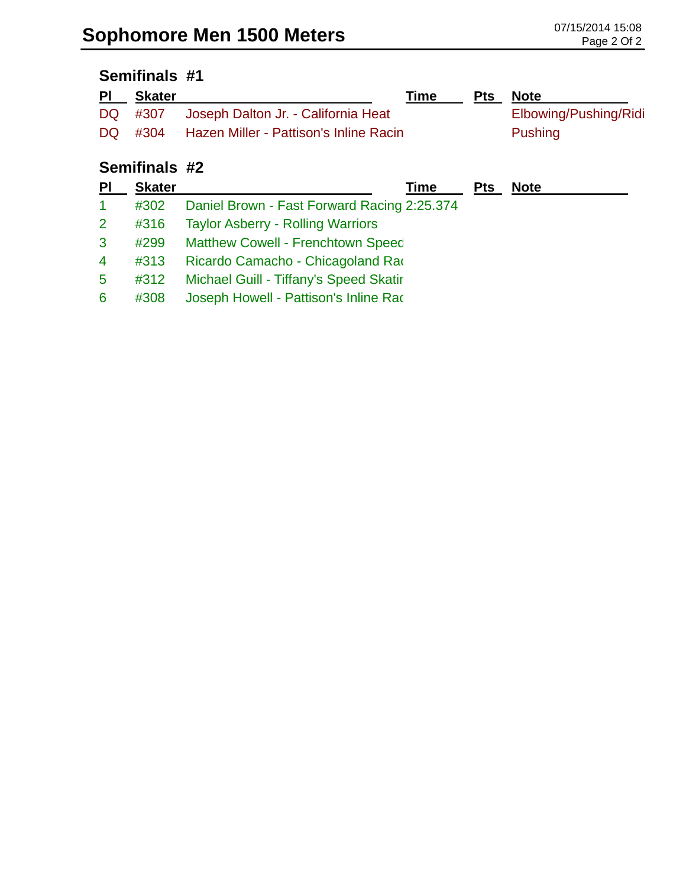# Sophomore Men 1500 Meters

## Semifinals #1

| Pl | Skater | | Time | Pts | Note |
|---|---|---|---|---|---|
| DQ | #307 | Joseph Dalton Jr. - California Heat | | | Elbowing/Pushing/Ridi |
| DQ | #304 | Hazen Miller - Pattison's Inline Racin | | | Pushing |

## Semifinals #2

| Pl | Skater | | Time | Pts | Note |
|---|---|---|---|---|---|
| 1 | #302 | Daniel Brown - Fast Forward Racing | 2:25.374 | | |
| 2 | #316 | Taylor Asberry - Rolling Warriors | | | |
| 3 | #299 | Matthew Cowell - Frenchtown Speed | | | |
| 4 | #313 | Ricardo Camacho - Chicagoland Rac | | | |
| 5 | #312 | Michael Guill - Tiffany's Speed Skatir | | | |
| 6 | #308 | Joseph Howell - Pattison's Inline Rac | | | |